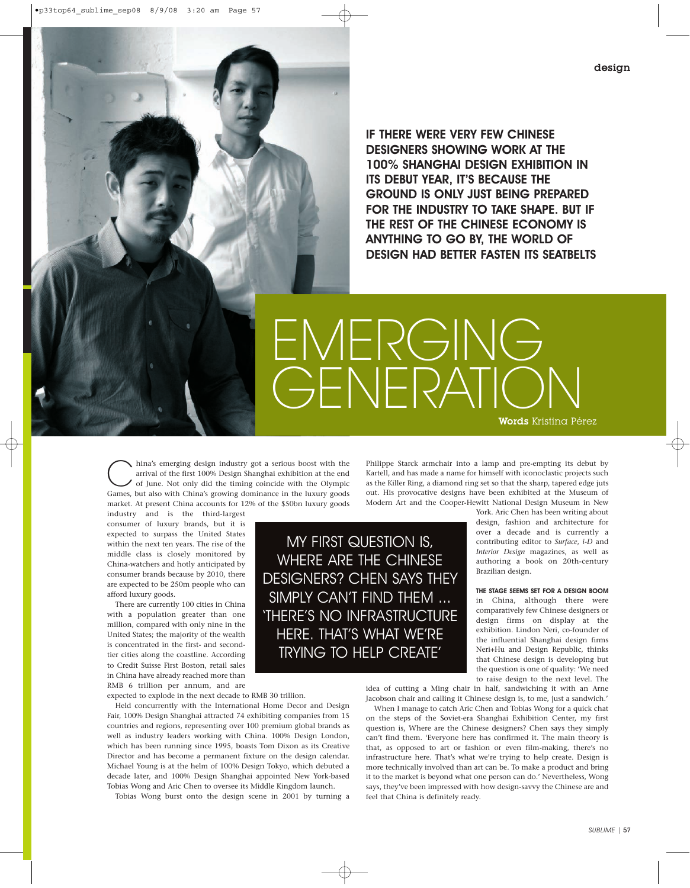# EMERGING GENERATION

**IF THERE WERE VERY FEW CHINESE DESIGNERS SHOWING WORK AT THE 100% SHANGHAI DESIGN EXHIBITION IN ITS DEBUT YEAR, IT'S BECAUSE THE GROUND IS ONLY JUST BEING PREPARED FOR THE INDUSTRY TO TAKE SHAPE. BUT IF THE REST OF THE CHINESE ECONOMY IS ANYTHING TO GO BY, THE WORLD OF DESIGN HAD BETTER FASTEN ITS SEATBELTS**

**Words** Kristina Pérez

China's emerging design industry got a serious boost with the arrival of the first 100% Design Shanghai exhibition at the end of June. Not only did the timing coincide with the Olympic Games, but also with China's growing dominance in the luxury goods market. At present China accounts for 12% of the $50bn luxury goods industry and is the third-largest consumer of luxury brands, but it is expected to surpass the United States within the next ten years. The rise of the middle class is closely monitored by China-watchers and hotly anticipated by consumer brands because by 2010, there are expected to be 250m people who can afford luxury goods.

There are currently 100 cities in China with a population greater than one million, compared with only nine in the United States; the majority of the wealth is concentrated in the first- and second-tier cities along the coastline. According to Credit Suisse First Boston, retail sales in China have already reached more than RMB 6 trillion per annum, and are expected to explode in the next decade to RMB 30 trillion.

Held concurrently with the International Home Decor and Design Fair, 100% Design Shanghai attracted 74 exhibiting companies from 15 countries and regions, representing over 100 premium global brands as well as industry leaders working with China. 100% Design London, which has been running since 1995, boasts Tom Dixon as its Creative Director and has become a permanent fixture on the design calendar. Michael Young is at the helm of 100% Design Tokyo, which debuted a decade later, and 100% Design Shanghai appointed New York-based Tobias Wong and Aric Chen to oversee its Middle Kingdom launch.

Tobias Wong burst onto the design scene in 2001 by turning a Philippe Starck armchair into a lamp and pre-empting its debut by Kartell, and has made a name for himself with iconoclastic projects such as the Killer Ring, a diamond ring set so that the sharp, tapered edge juts out. His provocative designs have been exhibited at the Museum of Modern Art and the Cooper-Hewitt National Design Museum in New York. Aric Chen has been writing about design, fashion and architecture for over a decade and is currently a contributing editor to *Surface*, *i-D* and *Interior Design* magazines, as well as authoring a book on 20th-century Brazilian design.

> MY FIRST QUESTION IS, WHERE ARE THE CHINESE DESIGNERS? CHEN SAYS THEY SIMPLY CAN'T FIND THEM … 'THERE'S NO INFRASTRUCTURE HERE. THAT'S WHAT WE'RE TRYING TO HELP CREATE'

**THE STAGE SEEMS SET FOR A DESIGN BOOM** in China, although there were comparatively few Chinese designers or design firms on display at the exhibition. Lindon Neri, co-founder of the influential Shanghai design firms Neri+Hu and Design Republic, thinks that Chinese design is developing but the question is one of quality: 'We need to raise design to the next level. The idea of cutting a Ming chair in half, sandwiching it with an Arne Jacobson chair and calling it Chinese design is, to me, just a sandwich.'

When I manage to catch Aric Chen and Tobias Wong for a quick chat on the steps of the Soviet-era Shanghai Exhibition Center, my first question is, Where are the Chinese designers? Chen says they simply can't find them. 'Everyone here has confirmed it. The main theory is that, as opposed to art or fashion or even film-making, there's no infrastructure here. That's what we're trying to help create. Design is more technically involved than art can be. To make a product and bring it to the market is beyond what one person can do.' Nevertheless, Wong says, they've been impressed with how design-savvy the Chinese are and feel that China is definitely ready.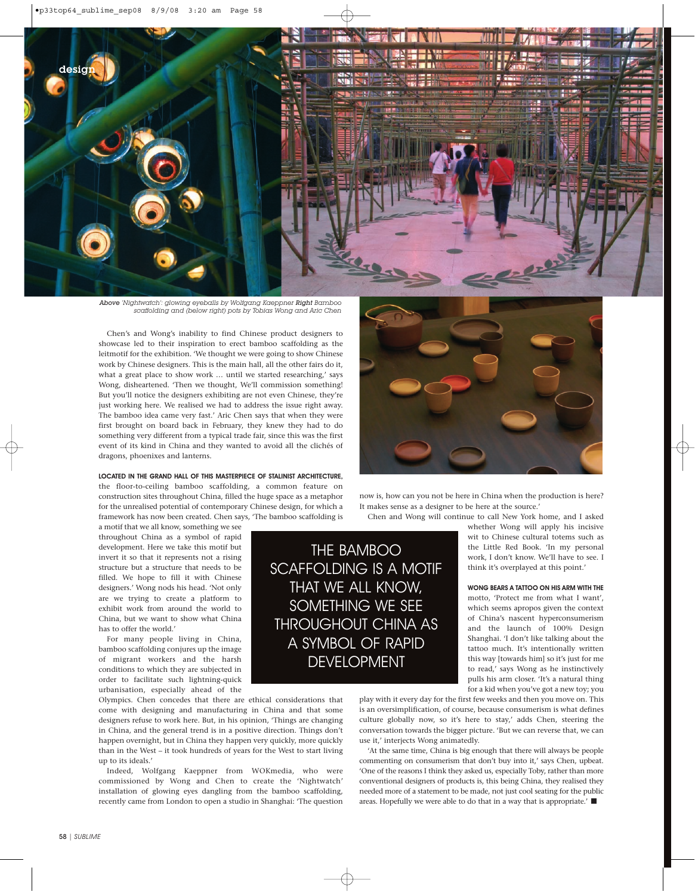*Above 'Nightwatch': glowing eyeballs by Wolfgang Kaeppner* ***Right*** *Bamboo scaffolding and (below right) pots by Tobias Wong and Aric Chen*

Chen's and Wong's inability to find Chinese product designers to showcase led to their inspiration to erect bamboo scaffolding as the leitmotif for the exhibition. 'We thought we were going to show Chinese work by Chinese designers. This is the main hall, all the other fairs do it, what a great place to show work … until we started researching,' says Wong, disheartened. 'Then we thought, We'll commission something! But you'll notice the designers exhibiting are not even Chinese, they're just working here. We realised we had to address the issue right away. The bamboo idea came very fast.' Aric Chen says that when they were first brought on board back in February, they knew they had to do something very different from a typical trade fair, since this was the first event of its kind in China and they wanted to avoid all the clichés of dragons, phoenixes and lanterns.

**LOCATED IN THE GRAND HALL OF THIS MASTERPIECE OF STALINIST ARCHITECTURE,** the floor-to-ceiling bamboo scaffolding, a common feature on construction sites throughout China, filled the huge space as a metaphor for the unrealised potential of contemporary Chinese design, for which a framework has now been created. Chen says, 'The bamboo scaffolding is a motif that we all know, something we see throughout China as a symbol of rapid development. Here we take this motif but invert it so that it represents not a rising structure but a structure that needs to be filled. We hope to fill it with Chinese designers.' Wong nods his head. 'Not only are we trying to create a platform to exhibit work from around the world to China, but we want to show what China has to offer the world.'

THE BAMBOO SCAFFOLDING IS A MOTIF THAT WE ALL KNOW, SOMETHING WE SEE THROUGHOUT CHINA AS A SYMBOL OF RAPID DEVELOPMENT

For many people living in China, bamboo scaffolding conjures up the image of migrant workers and the harsh conditions to which they are subjected in order to facilitate such lightning-quick urbanisation, especially ahead of the Olympics. Chen concedes that there are ethical considerations that come with designing and manufacturing in China and that some designers refuse to work here. But, in his opinion, 'Things are changing in China, and the general trend is in a positive direction. Things don't happen overnight, but in China they happen very quickly, more quickly than in the West – it took hundreds of years for the West to start living up to its ideals.'

Indeed, Wolfgang Kaeppner from WOKmedia, who were commissioned by Wong and Chen to create the 'Nightwatch' installation of glowing eyes dangling from the bamboo scaffolding, recently came from London to open a studio in Shanghai: 'The question now is, how can you not be here in China when the production is here? It makes sense as a designer to be here at the source.'

Chen and Wong will continue to call New York home, and I asked whether Wong will apply his incisive wit to Chinese cultural totems such as the Little Red Book. 'In my personal work, I don't know. We'll have to see. I think it's overplayed at this point.'

**WONG BEARS A TATTOO ON HIS ARM WITH THE** motto, 'Protect me from what I want', which seems apropos given the context of China's nascent hyperconsumerism and the launch of 100% Design Shanghai. 'I don't like talking about the tattoo much. It's intentionally written this way [towards him] so it's just for me to read,' says Wong as he instinctively pulls his arm closer. 'It's a natural thing for a kid when you've got a new toy; you play with it every day for the first few weeks and then you move on. This is an oversimplification, of course, because consumerism is what defines culture globally now, so it's here to stay,' adds Chen, steering the conversation towards the bigger picture. 'But we can reverse that, we can use it,' interjects Wong animatedly.

'At the same time, China is big enough that there will always be people commenting on consumerism that don't buy into it,' says Chen, upbeat. 'One of the reasons I think they asked us, especially Toby, rather than more conventional designers of products is, this being China, they realised they needed more of a statement to be made, not just cool seating for the public areas. Hopefully we were able to do that in a way that is appropriate.' ■